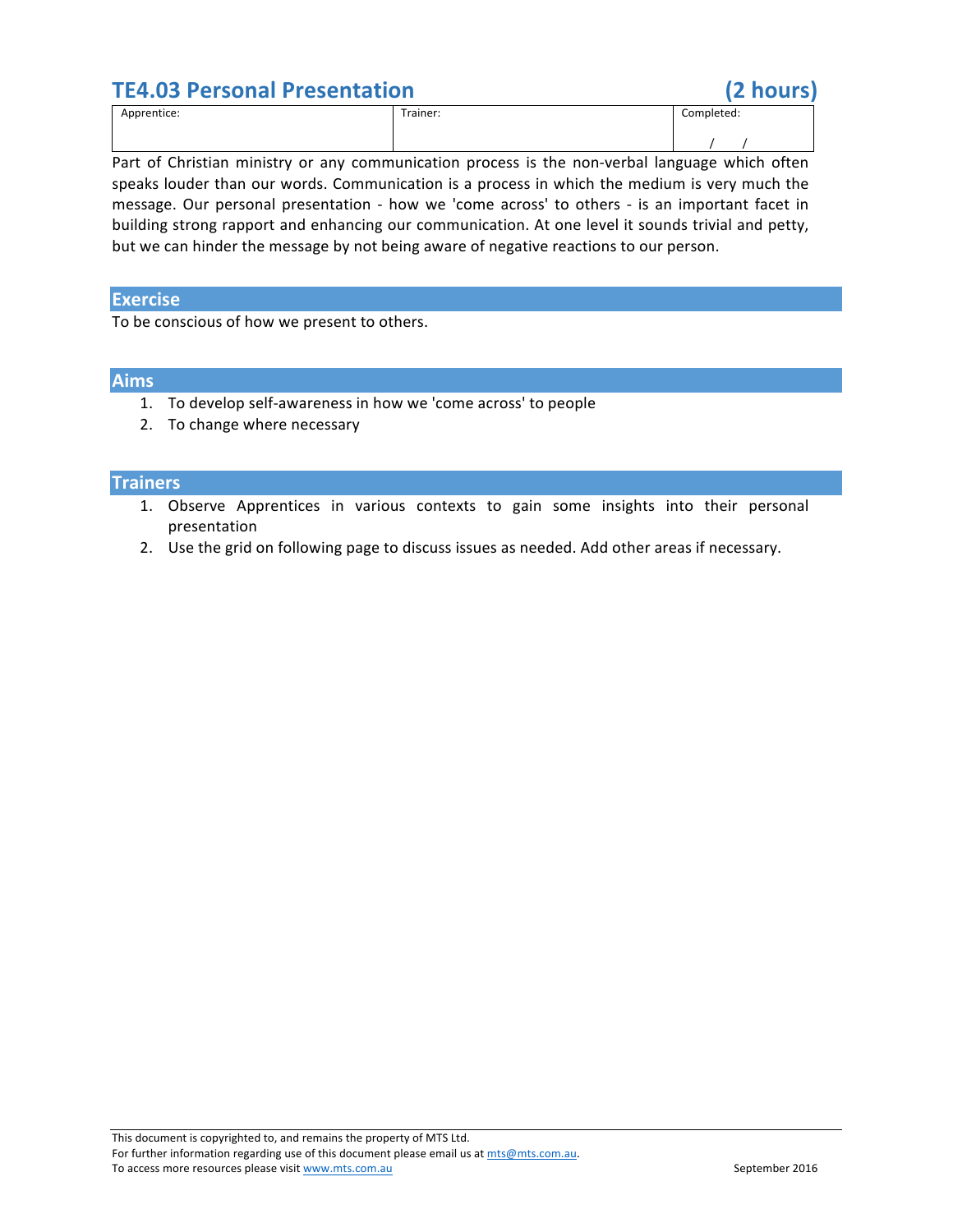# TE4.03 Personal Presentation (2 hours)

| Apprentice: | Trainer: | Completed: / / |
|---|---|---|

Part of Christian ministry or any communication process is the non-verbal language which often speaks louder than our words. Communication is a process in which the medium is very much the message. Our personal presentation - how we 'come across' to others - is an important facet in building strong rapport and enhancing our communication. At one level it sounds trivial and petty, but we can hinder the message by not being aware of negative reactions to our person.

## Exercise

To be conscious of how we present to others.

## Aims

1. To develop self-awareness in how we 'come across' to people
2. To change where necessary

## Trainers

1. Observe Apprentices in various contexts to gain some insights into their personal presentation
2. Use the grid on following page to discuss issues as needed. Add other areas if necessary.

This document is copyrighted to, and remains the property of MTS Ltd.
For further information regarding use of this document please email us at mts@mts.com.au.
To access more resources please visit www.mts.com.au

September 2016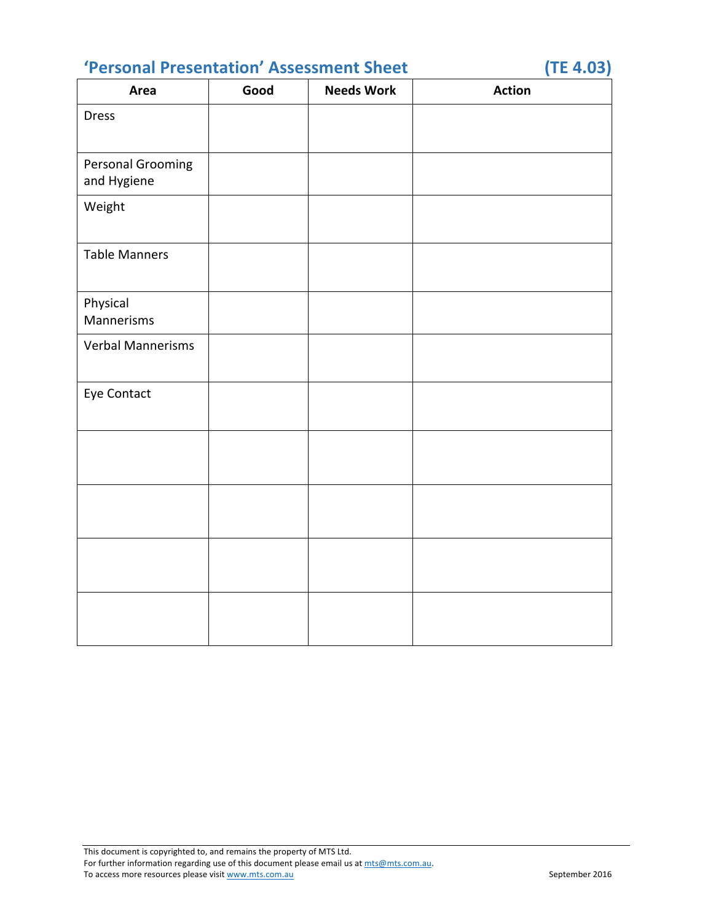## ‘Personal Presentation’ Assessment Sheet (TE 4.03)

| Area | Good | Needs Work | Action |
|---|---|---|---|
| Dress | | | |
| Personal Grooming and Hygiene | | | |
| Weight | | | |
| Table Manners | | | |
| Physical Mannerisms | | | |
| Verbal Mannerisms | | | |
| Eye Contact | | | |
| | | | |
| | | | |
| | | | |
| | | | |

This document is copyrighted to, and remains the property of MTS Ltd.
For further information regarding use of this document please email us at mts@mts.com.au.
To access more resources please visit www.mts.com.au

September 2016